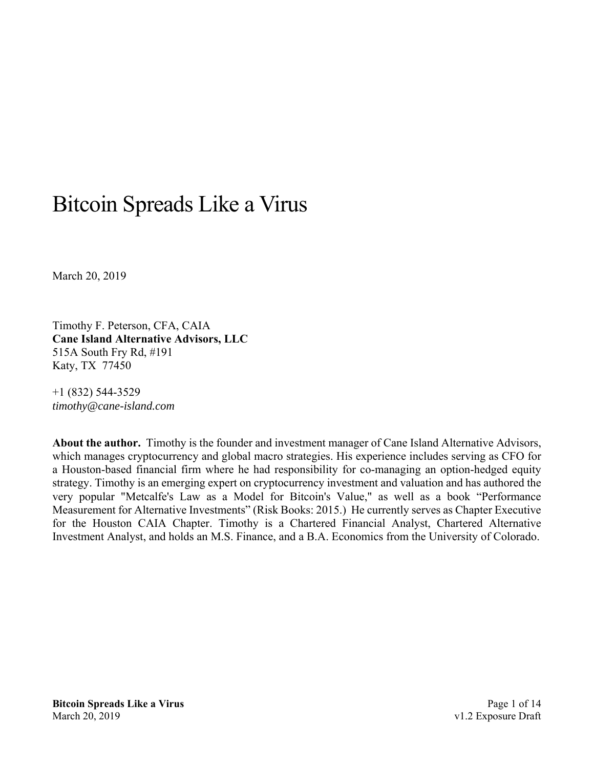# Bitcoin Spreads Like a Virus

March 20, 2019

Timothy F. Peterson, CFA, CAIA
**Cane Island Alternative Advisors, LLC**
515A South Fry Rd, #191
Katy, TX 77450

+1 (832) 544-3529
*timothy@cane-island.com*

**About the author.** Timothy is the founder and investment manager of Cane Island Alternative Advisors, which manages cryptocurrency and global macro strategies. His experience includes serving as CFO for a Houston-based financial firm where he had responsibility for co-managing an option-hedged equity strategy. Timothy is an emerging expert on cryptocurrency investment and valuation and has authored the very popular "Metcalfe's Law as a Model for Bitcoin's Value," as well as a book "Performance Measurement for Alternative Investments" (Risk Books: 2015.) He currently serves as Chapter Executive for the Houston CAIA Chapter. Timothy is a Chartered Financial Analyst, Chartered Alternative Investment Analyst, and holds an M.S. Finance, and a B.A. Economics from the University of Colorado.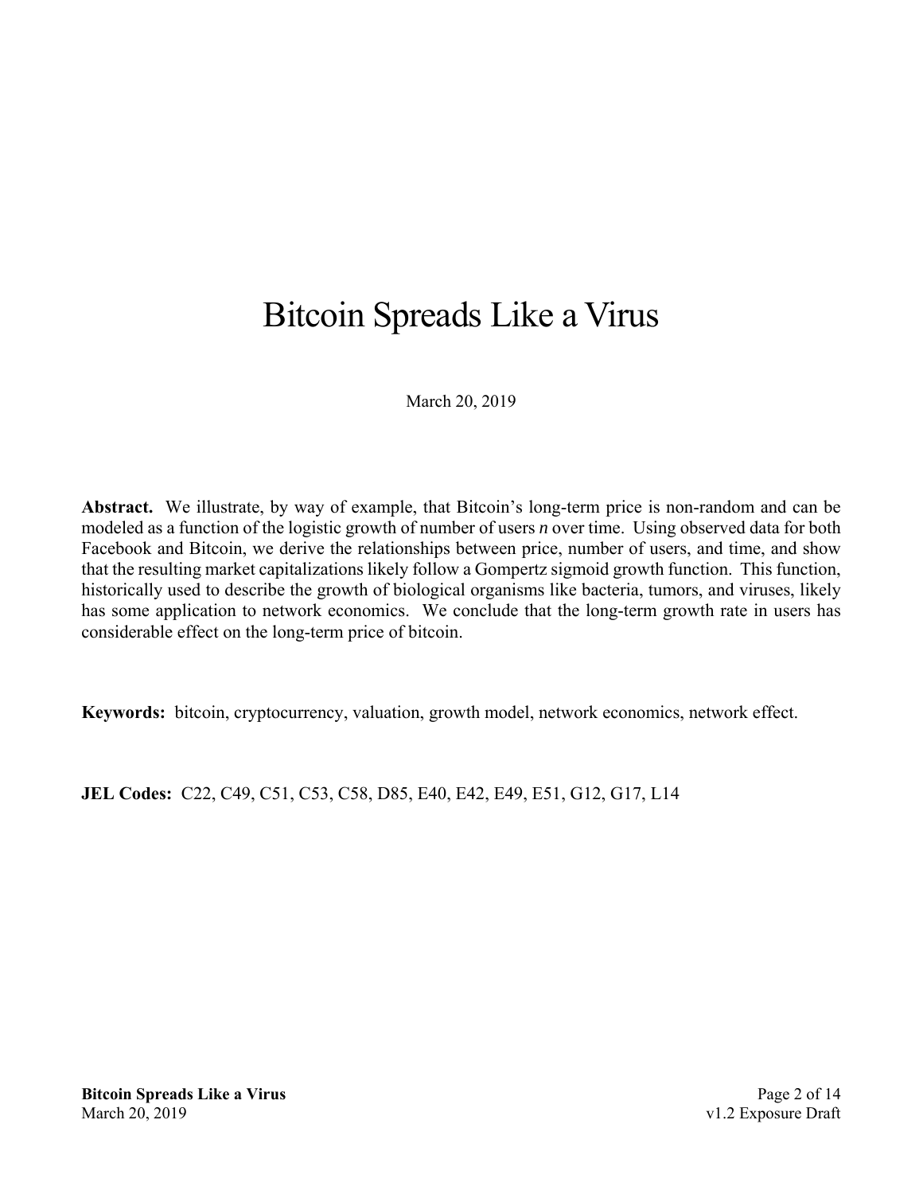# Bitcoin Spreads Like a Virus

March 20, 2019

**Abstract.** We illustrate, by way of example, that Bitcoin's long-term price is non-random and can be modeled as a function of the logistic growth of number of users *n* over time. Using observed data for both Facebook and Bitcoin, we derive the relationships between price, number of users, and time, and show that the resulting market capitalizations likely follow a Gompertz sigmoid growth function. This function, historically used to describe the growth of biological organisms like bacteria, tumors, and viruses, likely has some application to network economics. We conclude that the long-term growth rate in users has considerable effect on the long-term price of bitcoin.

**Keywords:** bitcoin, cryptocurrency, valuation, growth model, network economics, network effect.

**JEL Codes:** C22, C49, C51, C53, C58, D85, E40, E42, E49, E51, G12, G17, L14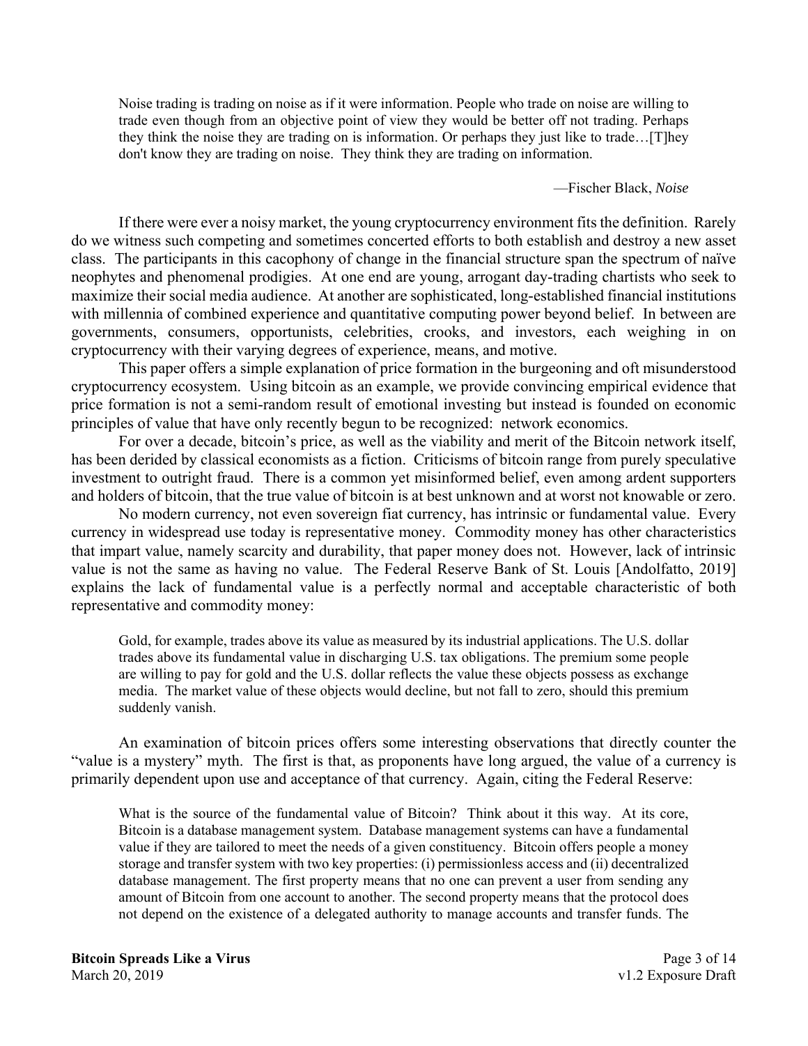> Noise trading is trading on noise as if it were information. People who trade on noise are willing to trade even though from an objective point of view they would be better off not trading. Perhaps they think the noise they are trading on is information. Or perhaps they just like to trade…[T]hey don't know they are trading on noise. They think they are trading on information.
>
> —Fischer Black, *Noise*

If there were ever a noisy market, the young cryptocurrency environment fits the definition. Rarely do we witness such competing and sometimes concerted efforts to both establish and destroy a new asset class. The participants in this cacophony of change in the financial structure span the spectrum of naïve neophytes and phenomenal prodigies. At one end are young, arrogant day-trading chartists who seek to maximize their social media audience. At another are sophisticated, long-established financial institutions with millennia of combined experience and quantitative computing power beyond belief. In between are governments, consumers, opportunists, celebrities, crooks, and investors, each weighing in on cryptocurrency with their varying degrees of experience, means, and motive.

This paper offers a simple explanation of price formation in the burgeoning and oft misunderstood cryptocurrency ecosystem. Using bitcoin as an example, we provide convincing empirical evidence that price formation is not a semi-random result of emotional investing but instead is founded on economic principles of value that have only recently begun to be recognized: network economics.

For over a decade, bitcoin's price, as well as the viability and merit of the Bitcoin network itself, has been derided by classical economists as a fiction. Criticisms of bitcoin range from purely speculative investment to outright fraud. There is a common yet misinformed belief, even among ardent supporters and holders of bitcoin, that the true value of bitcoin is at best unknown and at worst not knowable or zero.

No modern currency, not even sovereign fiat currency, has intrinsic or fundamental value. Every currency in widespread use today is representative money. Commodity money has other characteristics that impart value, namely scarcity and durability, that paper money does not. However, lack of intrinsic value is not the same as having no value. The Federal Reserve Bank of St. Louis [Andolfatto, 2019] explains the lack of fundamental value is a perfectly normal and acceptable characteristic of both representative and commodity money:

> Gold, for example, trades above its value as measured by its industrial applications. The U.S. dollar trades above its fundamental value in discharging U.S. tax obligations. The premium some people are willing to pay for gold and the U.S. dollar reflects the value these objects possess as exchange media. The market value of these objects would decline, but not fall to zero, should this premium suddenly vanish.

An examination of bitcoin prices offers some interesting observations that directly counter the "value is a mystery" myth. The first is that, as proponents have long argued, the value of a currency is primarily dependent upon use and acceptance of that currency. Again, citing the Federal Reserve:

> What is the source of the fundamental value of Bitcoin? Think about it this way. At its core, Bitcoin is a database management system. Database management systems can have a fundamental value if they are tailored to meet the needs of a given constituency. Bitcoin offers people a money storage and transfer system with two key properties: (i) permissionless access and (ii) decentralized database management. The first property means that no one can prevent a user from sending any amount of Bitcoin from one account to another. The second property means that the protocol does not depend on the existence of a delegated authority to manage accounts and transfer funds. The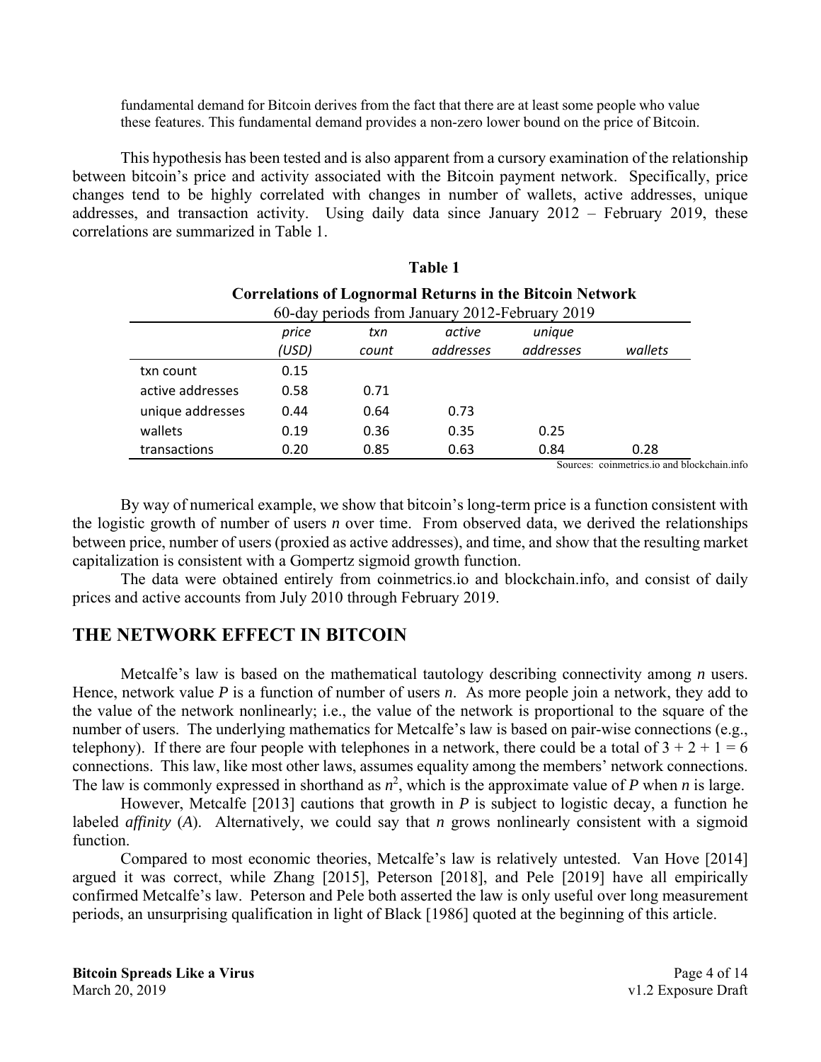fundamental demand for Bitcoin derives from the fact that there are at least some people who value these features. This fundamental demand provides a non-zero lower bound on the price of Bitcoin.

This hypothesis has been tested and is also apparent from a cursory examination of the relationship between bitcoin's price and activity associated with the Bitcoin payment network. Specifically, price changes tend to be highly correlated with changes in number of wallets, active addresses, unique addresses, and transaction activity. Using daily data since January 2012 – February 2019, these correlations are summarized in Table 1.

**Table 1**

**Correlations of Lognormal Returns in the Bitcoin Network**

60-day periods from January 2012-February 2019

| | *price (USD)* | *txn count* | *active addresses* | *unique addresses* | *wallets* |
|---|---|---|---|---|---|
| txn count | 0.15 | | | | |
| active addresses | 0.58 | 0.71 | | | |
| unique addresses | 0.44 | 0.64 | 0.73 | | |
| wallets | 0.19 | 0.36 | 0.35 | 0.25 | |
| transactions | 0.20 | 0.85 | 0.63 | 0.84 | 0.28 |

Sources: coinmetrics.io and blockchain.info

By way of numerical example, we show that bitcoin's long-term price is a function consistent with the logistic growth of number of users *n* over time. From observed data, we derived the relationships between price, number of users (proxied as active addresses), and time, and show that the resulting market capitalization is consistent with a Gompertz sigmoid growth function.

The data were obtained entirely from coinmetrics.io and blockchain.info, and consist of daily prices and active accounts from July 2010 through February 2019.

## THE NETWORK EFFECT IN BITCOIN

Metcalfe's law is based on the mathematical tautology describing connectivity among *n* users. Hence, network value *P* is a function of number of users *n*. As more people join a network, they add to the value of the network nonlinearly; i.e., the value of the network is proportional to the square of the number of users. The underlying mathematics for Metcalfe's law is based on pair-wise connections (e.g., telephony). If there are four people with telephones in a network, there could be a total of $3 + 2 + 1 = 6$ connections. This law, like most other laws, assumes equality among the members' network connections. The law is commonly expressed in shorthand as $n^2$, which is the approximate value of *P* when *n* is large.

However, Metcalfe [2013] cautions that growth in *P* is subject to logistic decay, a function he labeled *affinity* (*A*). Alternatively, we could say that *n* grows nonlinearly consistent with a sigmoid function.

Compared to most economic theories, Metcalfe's law is relatively untested. Van Hove [2014] argued it was correct, while Zhang [2015], Peterson [2018], and Pele [2019] have all empirically confirmed Metcalfe's law. Peterson and Pele both asserted the law is only useful over long measurement periods, an unsurprising qualification in light of Black [1986] quoted at the beginning of this article.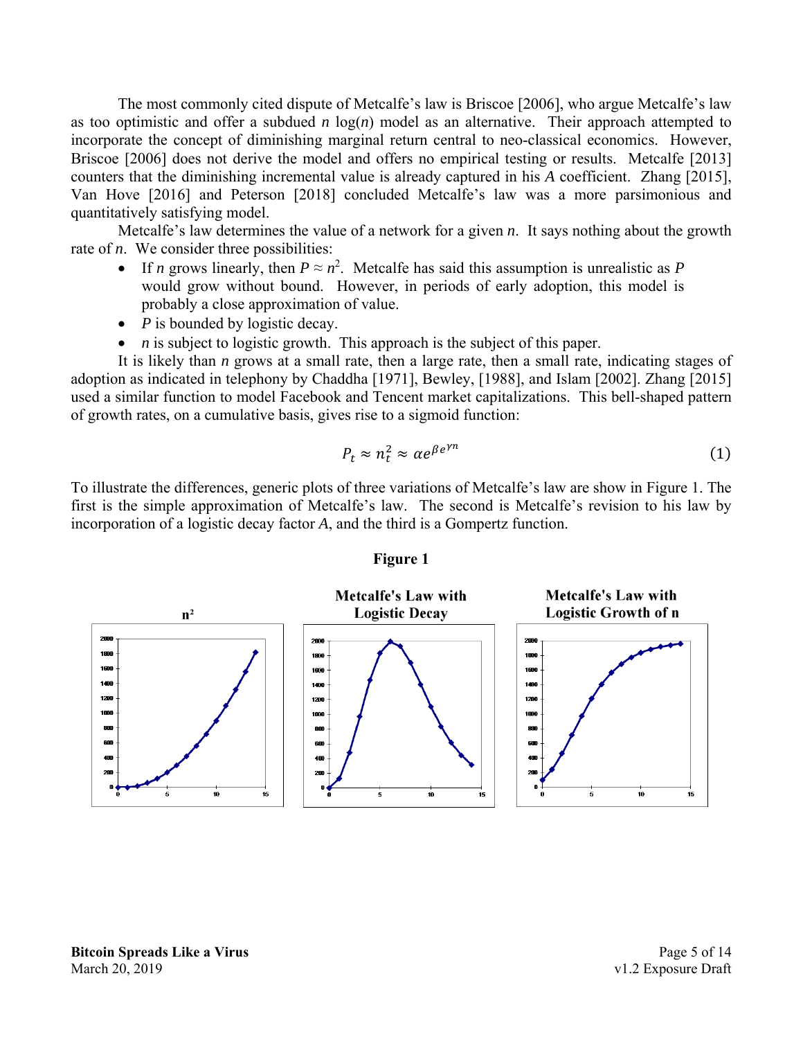The most commonly cited dispute of Metcalfe's law is Briscoe [2006], who argue Metcalfe's law as too optimistic and offer a subdued $n \log(n)$ model as an alternative. Their approach attempted to incorporate the concept of diminishing marginal return central to neo-classical economics. However, Briscoe [2006] does not derive the model and offers no empirical testing or results. Metcalfe [2013] counters that the diminishing incremental value is already captured in his *A* coefficient. Zhang [2015], Van Hove [2016] and Peterson [2018] concluded Metcalfe's law was a more parsimonious and quantitatively satisfying model.

Metcalfe's law determines the value of a network for a given *n*. It says nothing about the growth rate of *n*. We consider three possibilities:

- If *n* grows linearly, then $P \approx n^2$. Metcalfe has said this assumption is unrealistic as *P* would grow without bound. However, in periods of early adoption, this model is probably a close approximation of value.
- *P* is bounded by logistic decay.
- *n* is subject to logistic growth. This approach is the subject of this paper.

It is likely than *n* grows at a small rate, then a large rate, then a small rate, indicating stages of adoption as indicated in telephony by Chaddha [1971], Bewley, [1988], and Islam [2002]. Zhang [2015] used a similar function to model Facebook and Tencent market capitalizations. This bell-shaped pattern of growth rates, on a cumulative basis, gives rise to a sigmoid function:

$$P_t \approx n_t^2 \approx \alpha e^{\beta e^{\gamma n}} \tag{1}$$

To illustrate the differences, generic plots of three variations of Metcalfe's law are show in Figure 1. The first is the simple approximation of Metcalfe's law. The second is Metcalfe's revision to his law by incorporation of a logistic decay factor *A*, and the third is a Gompertz function.

**Figure 1**

**$n^2$** | **Metcalfe's Law with Logistic Decay** | **Metcalfe's Law with Logistic Growth of n**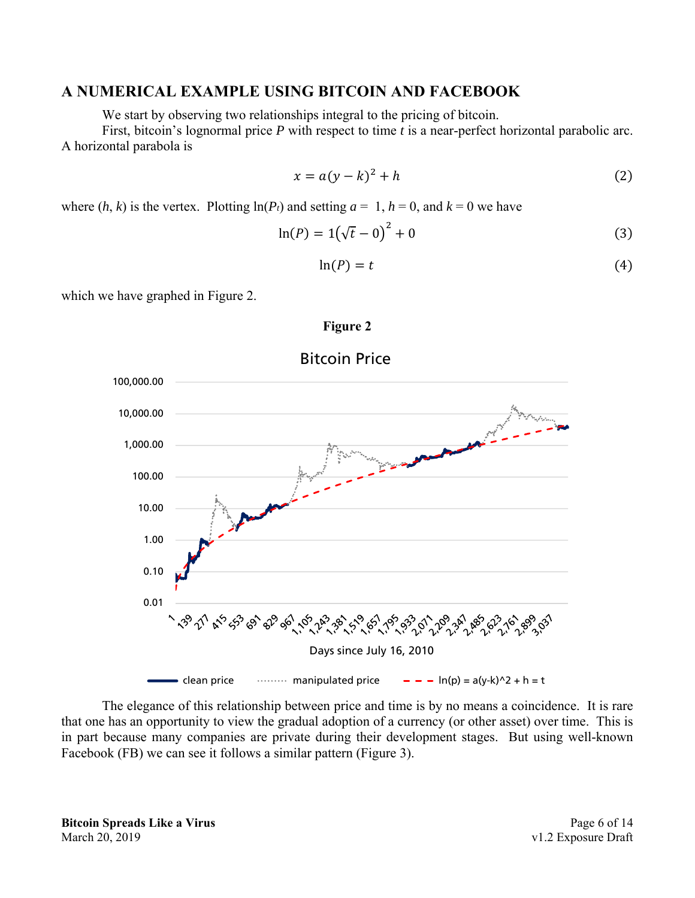## A NUMERICAL EXAMPLE USING BITCOIN AND FACEBOOK

We start by observing two relationships integral to the pricing of bitcoin.

First, bitcoin's lognormal price $P$ with respect to time $t$ is a near-perfect horizontal parabolic arc. A horizontal parabola is

$$x = a(y - k)^2 + h \tag{2}$$

where $(h, k)$ is the vertex. Plotting $\ln(P_t)$ and setting $a = 1$, $h = 0$, and $k = 0$ we have

$$\ln(P) = 1\left(\sqrt{t} - 0\right)^2 + 0 \tag{3}$$

$$\ln(P) = t \tag{4}$$

which we have graphed in Figure 2.

**Figure 2**

The elegance of this relationship between price and time is by no means a coincidence. It is rare that one has an opportunity to view the gradual adoption of a currency (or other asset) over time. This is in part because many companies are private during their development stages. But using well-known Facebook (FB) we can see it follows a similar pattern (Figure 3).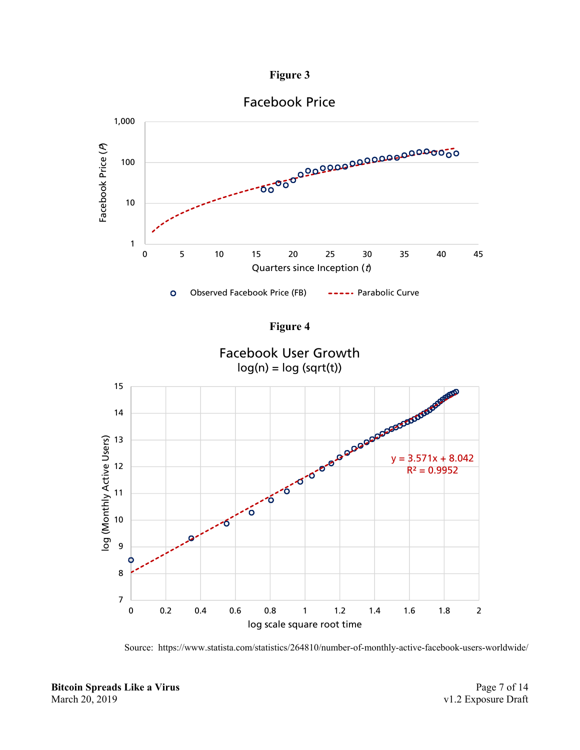**Figure 3**

Facebook Price

Observed Facebook Price (FB) · Parabolic Curve

**Figure 4**

Facebook User Growth

log(n) = log (sqrt(t))

$y = 3.571x + 8.042$

$R^2 = 0.9952$

Source: https://www.statista.com/statistics/264810/number-of-monthly-active-facebook-users-worldwide/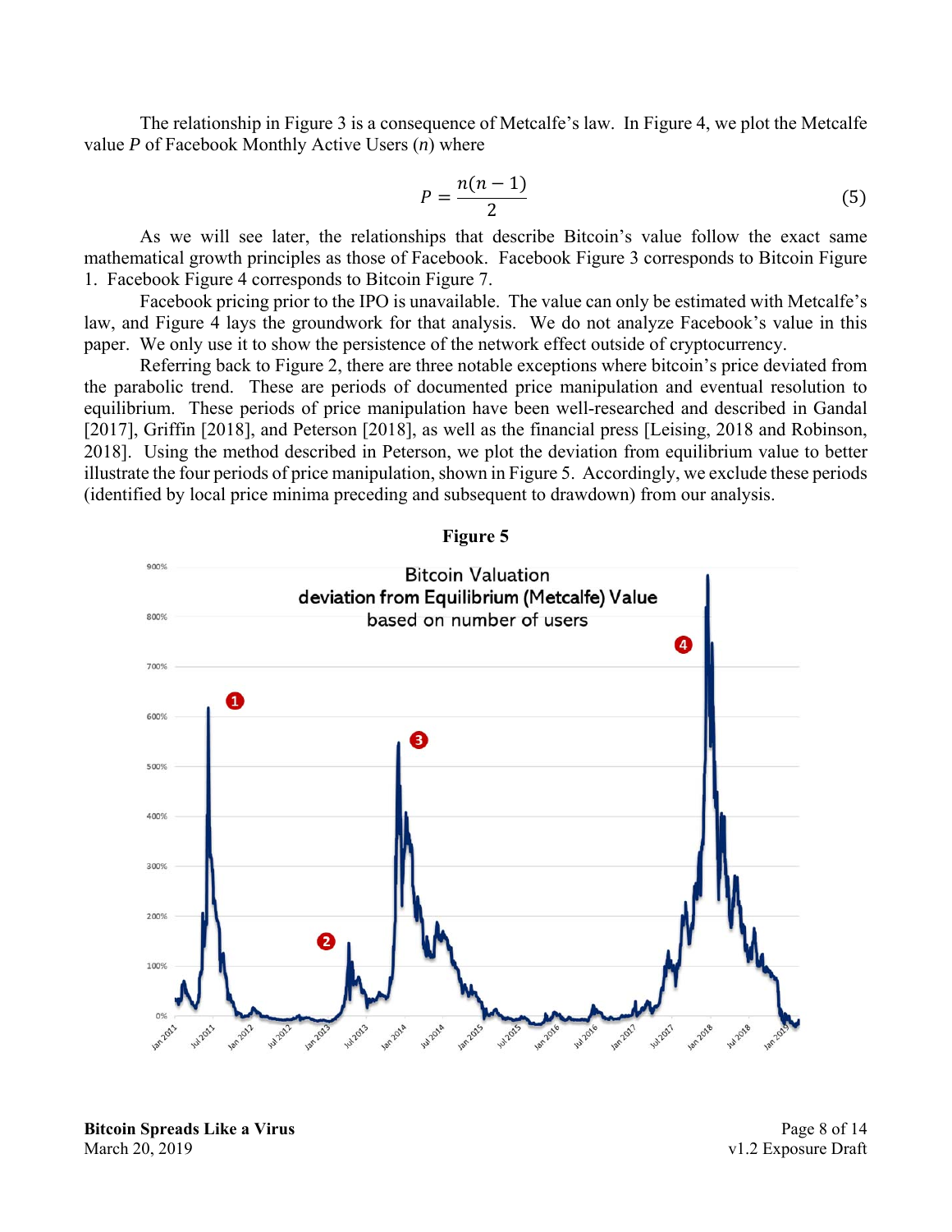The relationship in Figure 3 is a consequence of Metcalfe's law. In Figure 4, we plot the Metcalfe value $P$ of Facebook Monthly Active Users ($n$) where

$$P = \frac{n(n-1)}{2} \tag{5}$$

As we will see later, the relationships that describe Bitcoin's value follow the exact same mathematical growth principles as those of Facebook. Facebook Figure 3 corresponds to Bitcoin Figure 1. Facebook Figure 4 corresponds to Bitcoin Figure 7.

Facebook pricing prior to the IPO is unavailable. The value can only be estimated with Metcalfe's law, and Figure 4 lays the groundwork for that analysis. We do not analyze Facebook's value in this paper. We only use it to show the persistence of the network effect outside of cryptocurrency.

Referring back to Figure 2, there are three notable exceptions where bitcoin's price deviated from the parabolic trend. These are periods of documented price manipulation and eventual resolution to equilibrium. These periods of price manipulation have been well-researched and described in Gandal [2017], Griffin [2018], and Peterson [2018], as well as the financial press [Leising, 2018 and Robinson, 2018]. Using the method described in Peterson, we plot the deviation from equilibrium value to better illustrate the four periods of price manipulation, shown in Figure 5. Accordingly, we exclude these periods (identified by local price minima preceding and subsequent to drawdown) from our analysis.

**Figure 5**

Bitcoin Valuation
deviation from Equilibrium (Metcalfe) Value
based on number of users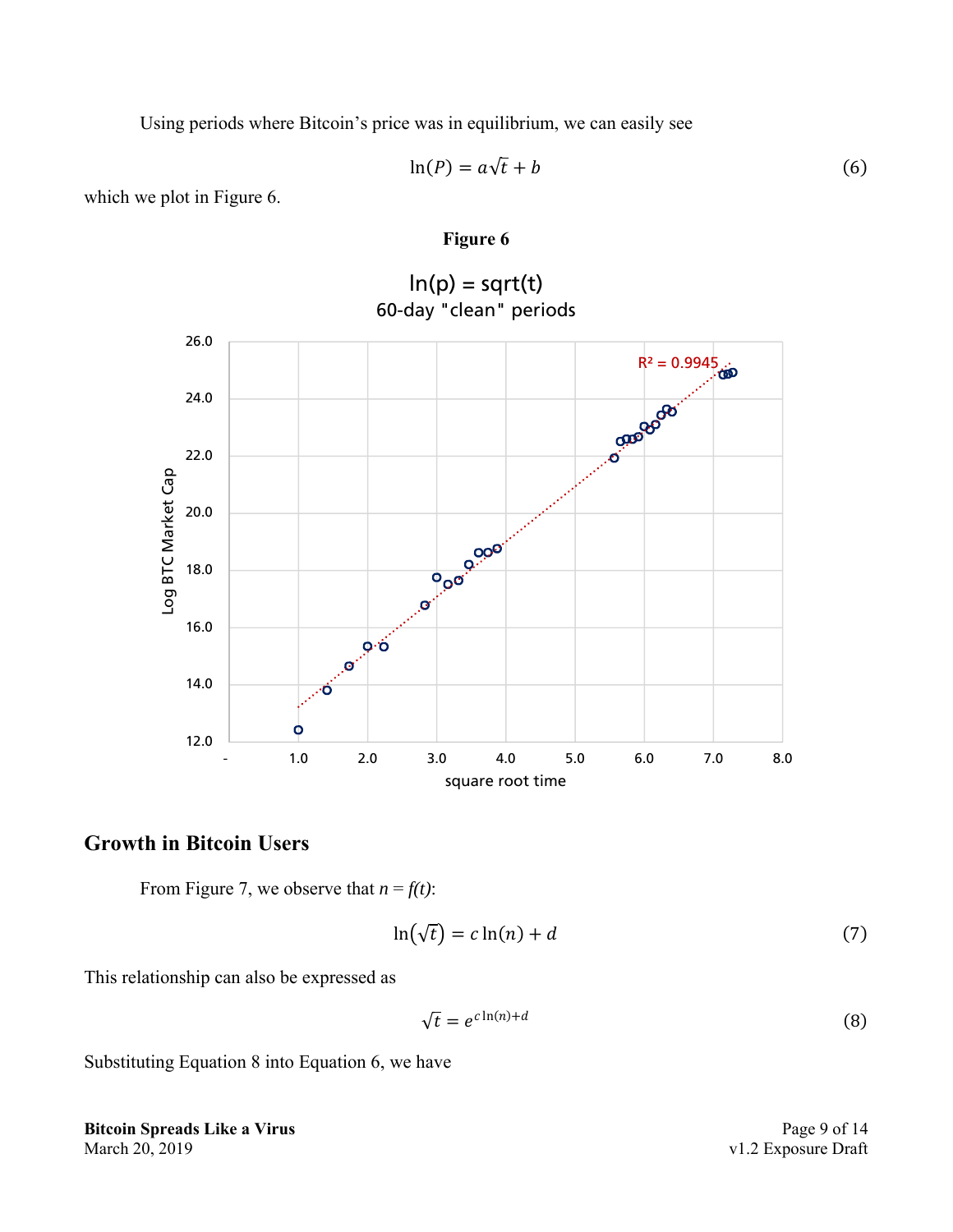Using periods where Bitcoin's price was in equilibrium, we can easily see

$$\ln(P) = a\sqrt{t} + b \tag{6}$$

which we plot in Figure 6.

**Figure 6**

## Growth in Bitcoin Users

From Figure 7, we observe that $n = f(t)$:

$$\ln(\sqrt{t}) = c\ln(n) + d \tag{7}$$

This relationship can also be expressed as

$$\sqrt{t} = e^{c\ln(n)+d} \tag{8}$$

Substituting Equation 8 into Equation 6, we have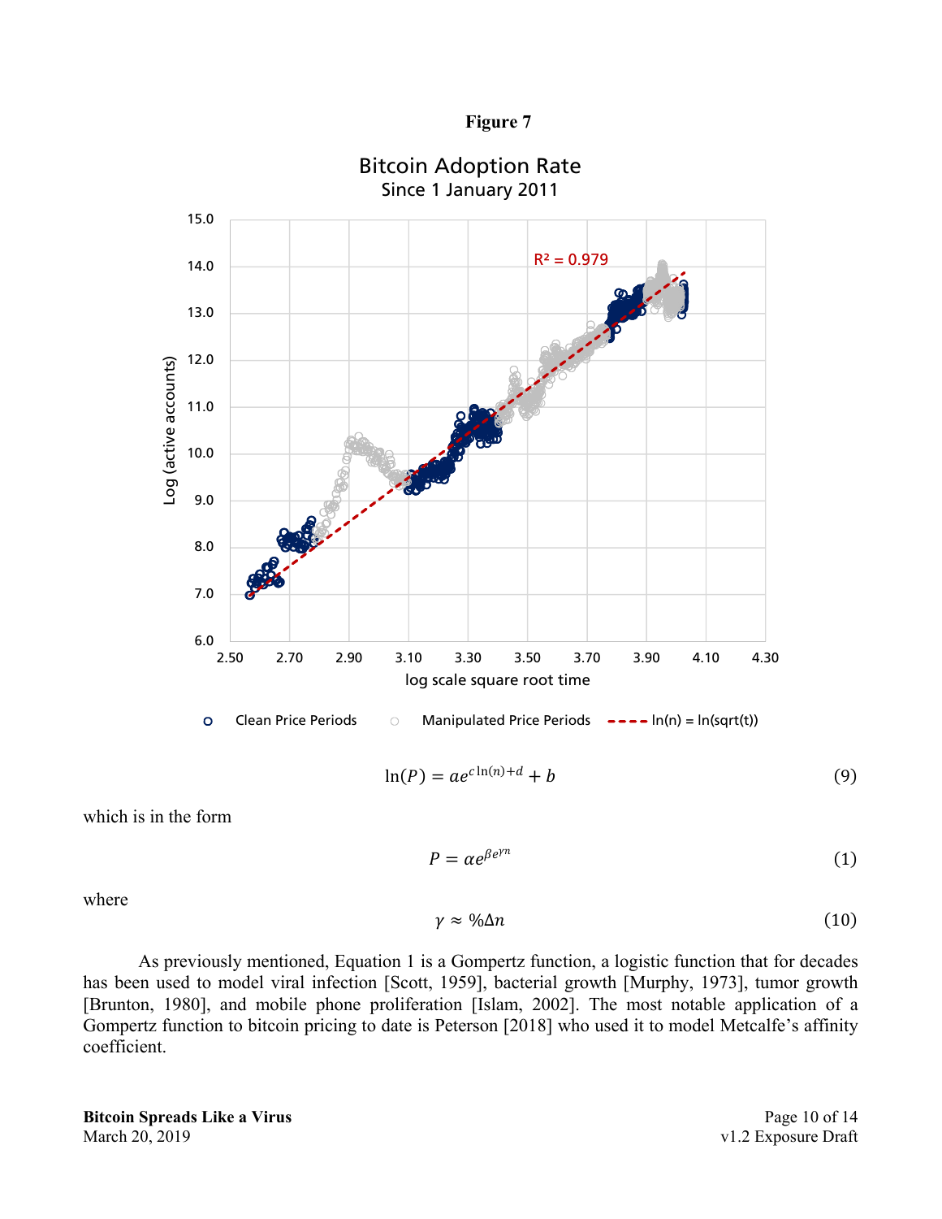**Figure 7**

$$\ln(P) = ae^{c\ln(n)+d} + b \tag{9}$$

which is in the form

$$P = \alpha e^{\beta e^{\gamma n}} \tag{1}$$

where

$$\gamma \approx \%\Delta n \tag{10}$$

As previously mentioned, Equation 1 is a Gompertz function, a logistic function that for decades has been used to model viral infection [Scott, 1959], bacterial growth [Murphy, 1973], tumor growth [Brunton, 1980], and mobile phone proliferation [Islam, 2002]. The most notable application of a Gompertz function to bitcoin pricing to date is Peterson [2018] who used it to model Metcalfe's affinity coefficient.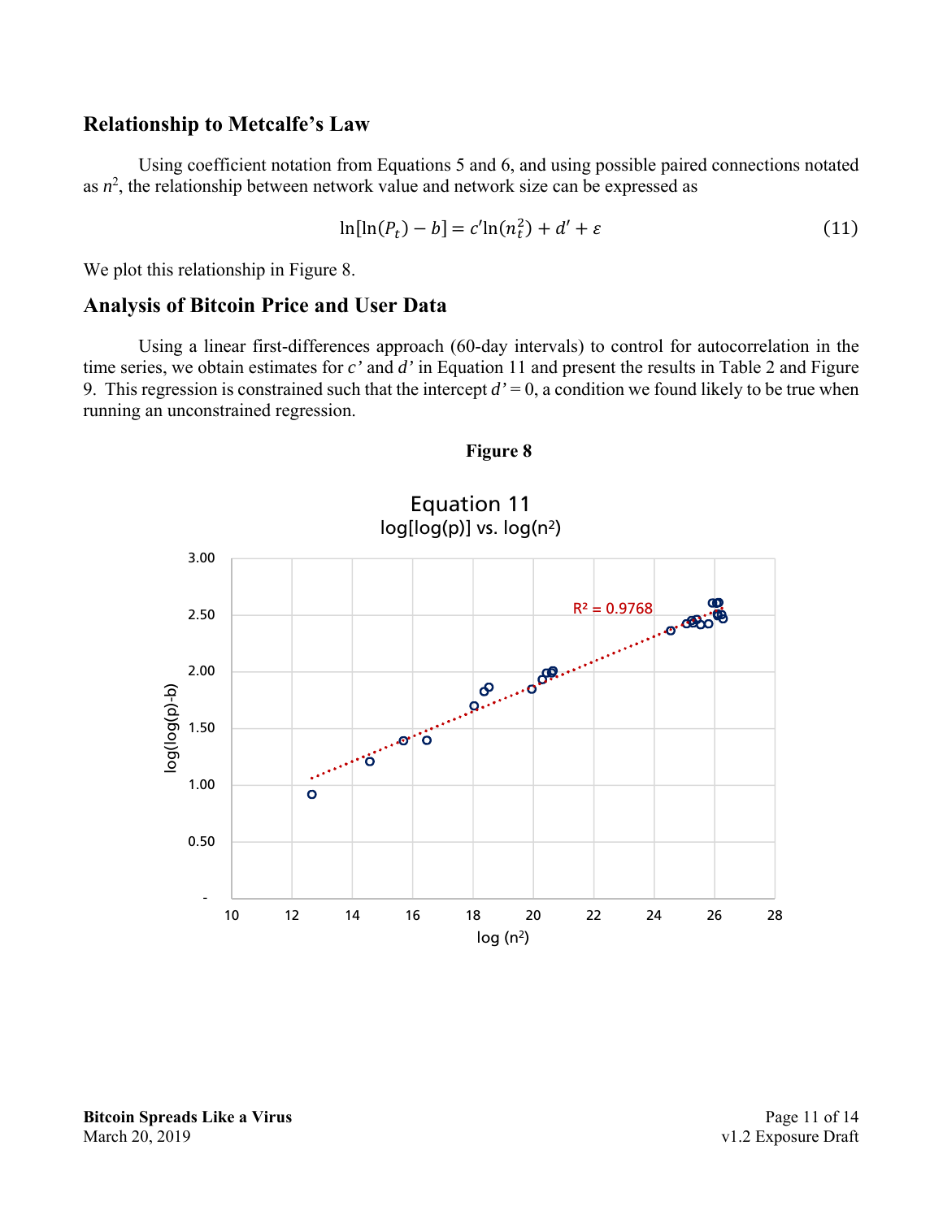## Relationship to Metcalfe's Law

Using coefficient notation from Equations 5 and 6, and using possible paired connections notated as $n^2$, the relationship between network value and network size can be expressed as

$$\ln[\ln(P_t) - b] = c' \ln(n_t^2) + d' + \varepsilon \tag{11}$$

We plot this relationship in Figure 8.

## Analysis of Bitcoin Price and User Data

Using a linear first-differences approach (60-day intervals) to control for autocorrelation in the time series, we obtain estimates for *c'* and *d'* in Equation 11 and present the results in Table 2 and Figure 9. This regression is constrained such that the intercept *d'* = 0, a condition we found likely to be true when running an unconstrained regression.

**Figure 8**

Equation 11

log[log(p)] vs. log(n²)

$R^2 = 0.9768$

y-axis: log(log(p)-b); x-axis: log (n²)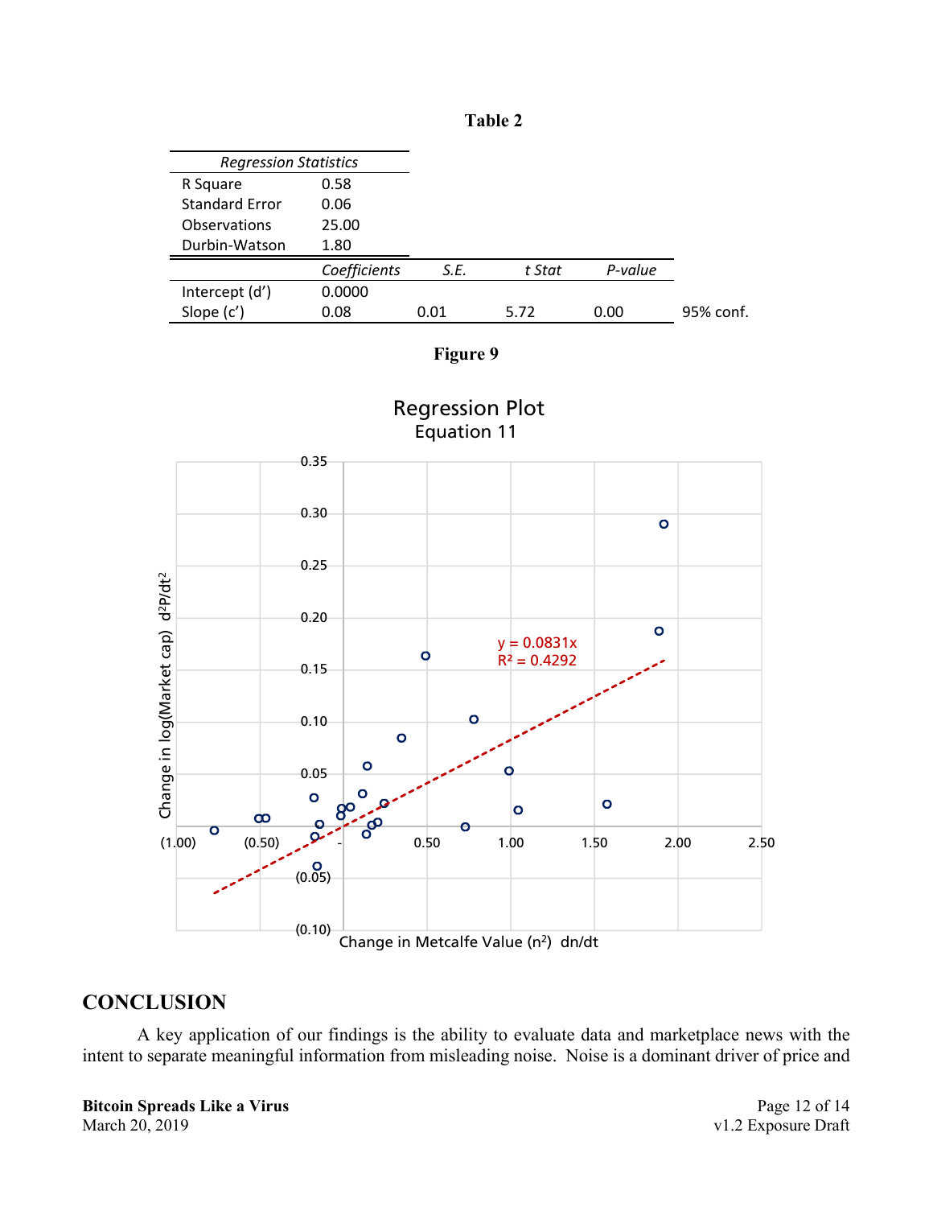**Table 2**

| *Regression Statistics* | | | | | |
|---|---|---|---|---|---|
| R Square | 0.58 | | | | |
| Standard Error | 0.06 | | | | |
| Observations | 25.00 | | | | |
| Durbin-Watson | 1.80 | | | | |
| | *Coefficients* | *S.E.* | *t Stat* | *P-value* | |
| Intercept (d’) | 0.0000 | | | | |
| Slope (c’) | 0.08 | 0.01 | 5.72 | 0.00 | 95% conf. |

**Figure 9**

Regression Plot
Equation 11

$y = 0.0831x$
$R^2 = 0.4292$

Change in log(Market cap) $d^2P/dt^2$

Change in Metcalfe Value ($n^2$) dn/dt

## CONCLUSION

A key application of our findings is the ability to evaluate data and marketplace news with the intent to separate meaningful information from misleading noise. Noise is a dominant driver of price and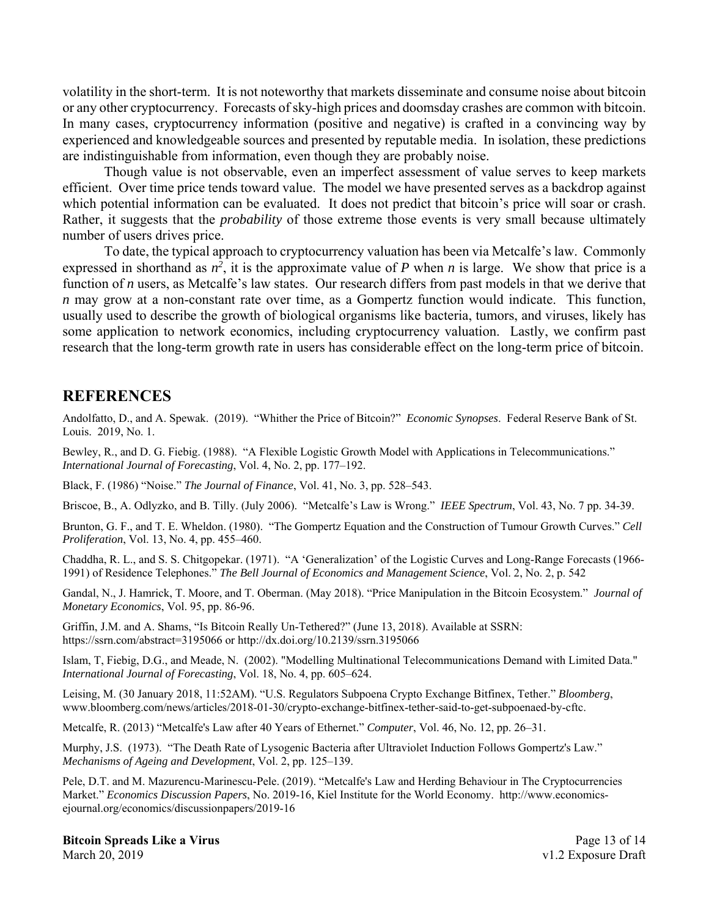volatility in the short-term. It is not noteworthy that markets disseminate and consume noise about bitcoin or any other cryptocurrency. Forecasts of sky-high prices and doomsday crashes are common with bitcoin. In many cases, cryptocurrency information (positive and negative) is crafted in a convincing way by experienced and knowledgeable sources and presented by reputable media. In isolation, these predictions are indistinguishable from information, even though they are probably noise.

Though value is not observable, even an imperfect assessment of value serves to keep markets efficient. Over time price tends toward value. The model we have presented serves as a backdrop against which potential information can be evaluated. It does not predict that bitcoin's price will soar or crash. Rather, it suggests that the *probability* of those extreme those events is very small because ultimately number of users drives price.

To date, the typical approach to cryptocurrency valuation has been via Metcalfe's law. Commonly expressed in shorthand as $n^2$, it is the approximate value of $P$ when $n$ is large. We show that price is a function of $n$ users, as Metcalfe's law states. Our research differs from past models in that we derive that $n$ may grow at a non-constant rate over time, as a Gompertz function would indicate. This function, usually used to describe the growth of biological organisms like bacteria, tumors, and viruses, likely has some application to network economics, including cryptocurrency valuation. Lastly, we confirm past research that the long-term growth rate in users has considerable effect on the long-term price of bitcoin.

## REFERENCES

Andolfatto, D., and A. Spewak. (2019). "Whither the Price of Bitcoin?" *Economic Synopses*. Federal Reserve Bank of St. Louis. 2019, No. 1.

Bewley, R., and D. G. Fiebig. (1988). "A Flexible Logistic Growth Model with Applications in Telecommunications." *International Journal of Forecasting*, Vol. 4, No. 2, pp. 177–192.

Black, F. (1986) "Noise." *The Journal of Finance*, Vol. 41, No. 3, pp. 528–543.

Briscoe, B., A. Odlyzko, and B. Tilly. (July 2006). "Metcalfe's Law is Wrong." *IEEE Spectrum*, Vol. 43, No. 7 pp. 34-39.

Brunton, G. F., and T. E. Wheldon. (1980). "The Gompertz Equation and the Construction of Tumour Growth Curves." *Cell Proliferation*, Vol. 13, No. 4, pp. 455–460.

Chaddha, R. L., and S. S. Chitgopekar. (1971). "A 'Generalization' of the Logistic Curves and Long-Range Forecasts (1966-1991) of Residence Telephones." *The Bell Journal of Economics and Management Science*, Vol. 2, No. 2, p. 542

Gandal, N., J. Hamrick, T. Moore, and T. Oberman. (May 2018). "Price Manipulation in the Bitcoin Ecosystem." *Journal of Monetary Economics*, Vol. 95, pp. 86-96.

Griffin, J.M. and A. Shams, "Is Bitcoin Really Un-Tethered?" (June 13, 2018). Available at SSRN: https://ssrn.com/abstract=3195066 or http://dx.doi.org/10.2139/ssrn.3195066

Islam, T, Fiebig, D.G., and Meade, N. (2002). "Modelling Multinational Telecommunications Demand with Limited Data." *International Journal of Forecasting*, Vol. 18, No. 4, pp. 605–624.

Leising, M. (30 January 2018, 11:52AM). "U.S. Regulators Subpoena Crypto Exchange Bitfinex, Tether." *Bloomberg*, www.bloomberg.com/news/articles/2018-01-30/crypto-exchange-bitfinex-tether-said-to-get-subpoenaed-by-cftc.

Metcalfe, R. (2013) "Metcalfe's Law after 40 Years of Ethernet." *Computer*, Vol. 46, No. 12, pp. 26–31.

Murphy, J.S. (1973). "The Death Rate of Lysogenic Bacteria after Ultraviolet Induction Follows Gompertz's Law." *Mechanisms of Ageing and Development*, Vol. 2, pp. 125–139.

Pele, D.T. and M. Mazurencu-Marinescu-Pele. (2019). "Metcalfe's Law and Herding Behaviour in The Cryptocurrencies Market." *Economics Discussion Papers*, No. 2019-16, Kiel Institute for the World Economy. http://www.economics-ejournal.org/economics/discussionpapers/2019-16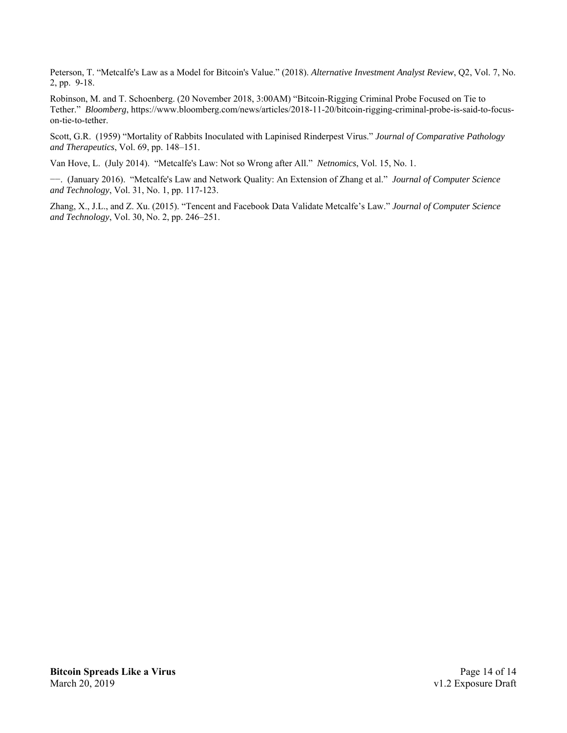Peterson, T. "Metcalfe's Law as a Model for Bitcoin's Value." (2018). *Alternative Investment Analyst Review*, Q2, Vol. 7, No. 2, pp. 9-18.

Robinson, M. and T. Schoenberg. (20 November 2018, 3:00AM) "Bitcoin-Rigging Criminal Probe Focused on Tie to Tether." *Bloomberg*, https://www.bloomberg.com/news/articles/2018-11-20/bitcoin-rigging-criminal-probe-is-said-to-focus-on-tie-to-tether.

Scott, G.R. (1959) "Mortality of Rabbits Inoculated with Lapinised Rinderpest Virus." *Journal of Comparative Pathology and Therapeutics*, Vol. 69, pp. 148–151.

Van Hove, L. (July 2014). "Metcalfe's Law: Not so Wrong after All." *Netnomics*, Vol. 15, No. 1.

—. (January 2016). "Metcalfe's Law and Network Quality: An Extension of Zhang et al." *Journal of Computer Science and Technology*, Vol. 31, No. 1, pp. 117-123.

Zhang, X., J.L., and Z. Xu. (2015). "Tencent and Facebook Data Validate Metcalfe's Law." *Journal of Computer Science and Technology*, Vol. 30, No. 2, pp. 246–251.